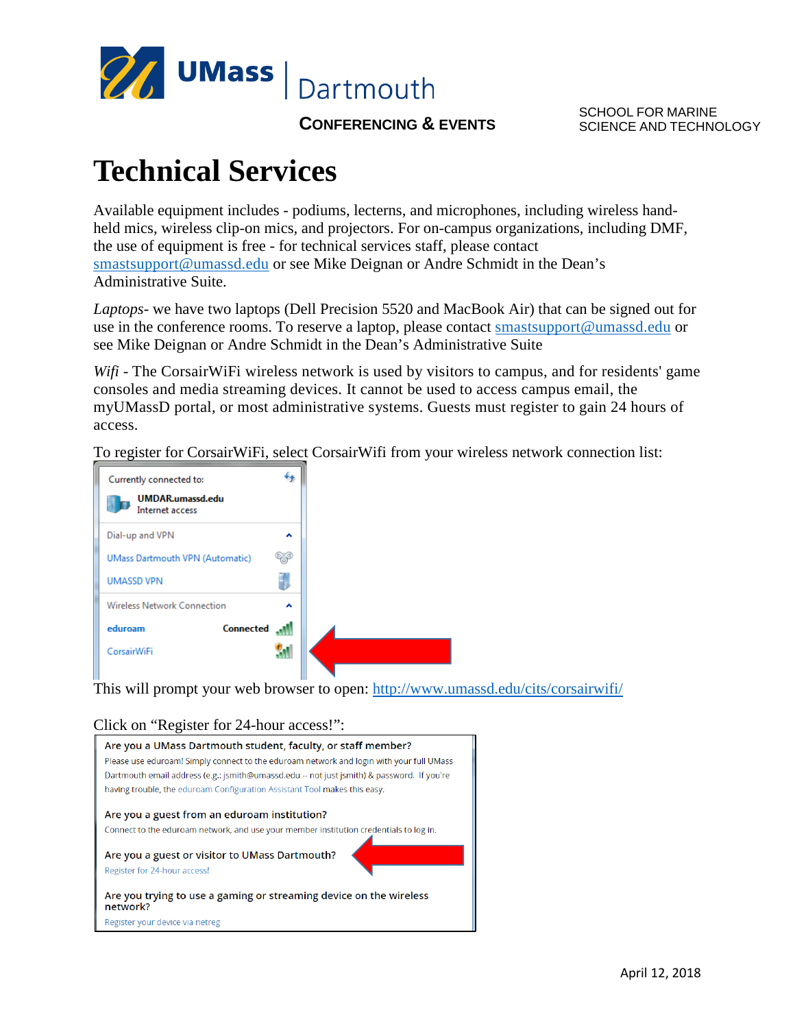UMass | Dartmouth

**CONFERENCING & EVENTS**

SCHOOL FOR MARINE SCIENCE AND TECHNOLOGY

# Technical Services

Available equipment includes - podiums, lecterns, and microphones, including wireless hand-held mics, wireless clip-on mics, and projectors. For on-campus organizations, including DMF, the use of equipment is free - for technical services staff, please contact smastsupport@umassd.edu or see Mike Deignan or Andre Schmidt in the Dean's Administrative Suite.

*Laptops*- we have two laptops (Dell Precision 5520 and MacBook Air) that can be signed out for use in the conference rooms. To reserve a laptop, please contact smastsupport@umassd.edu or see Mike Deignan or Andre Schmidt in the Dean's Administrative Suite

*Wifi* - The CorsairWiFi wireless network is used by visitors to campus, and for residents' game consoles and media streaming devices. It cannot be used to access campus email, the myUMassD portal, or most administrative systems. Guests must register to gain 24 hours of access.

To register for CorsairWiFi, select CorsairWifi from your wireless network connection list:

Currently connected to:
UMDAR.umassd.edu
Internet access

Dial-up and VPN
UMass Dartmouth VPN (Automatic)
UMASSD VPN

Wireless Network Connection
eduroam Connected
CorsairWiFi

This will prompt your web browser to open: http://www.umassd.edu/cits/corsairwifi/

Click on "Register for 24-hour access!":

**Are you a UMass Dartmouth student, faculty, or staff member?**
Please use eduroam! Simply connect to the eduroam network and login with your full UMass Dartmouth email address (e.g.: jsmith@umassd.edu -- not just jsmith) & password. If you're having trouble, the eduroam Configuration Assistant Tool makes this easy.

**Are you a guest from an eduroam institution?**
Connect to the eduroam network, and use your member institution credentials to log in.

**Are you a guest or visitor to UMass Dartmouth?**
Register for 24-hour access!

**Are you trying to use a gaming or streaming device on the wireless network?**
Register your device via netreg

April 12, 2018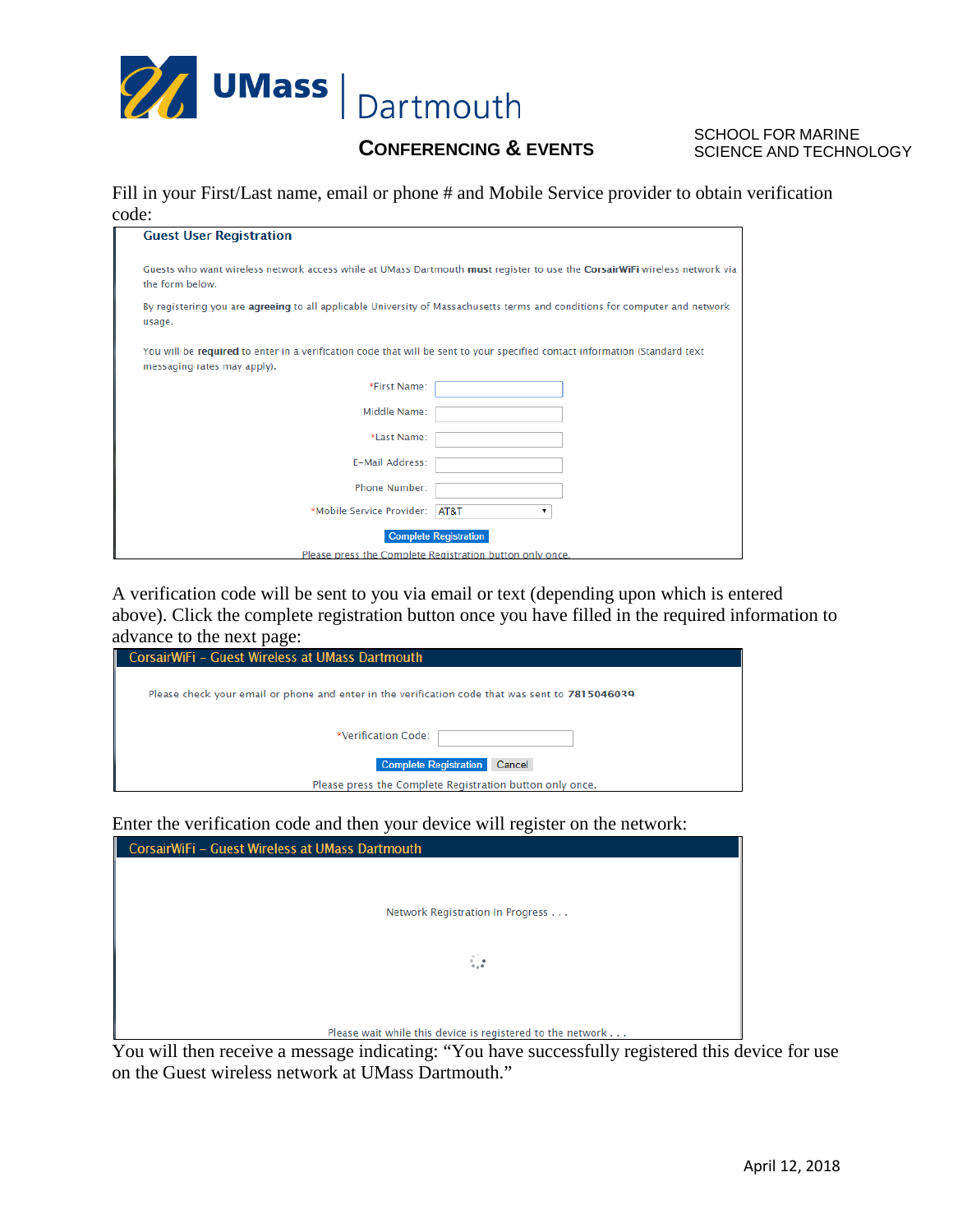# UMass Dartmouth

## CONFERENCING & EVENTS

SCHOOL FOR MARINE SCIENCE AND TECHNOLOGY

Fill in your First/Last name, email or phone # and Mobile Service provider to obtain verification code:

**Guest User Registration**

Guests who want wireless network access while at UMass Dartmouth **must** register to use the **CorsairWiFi** wireless network via the form below.

By registering you are **agreeing** to all applicable University of Massachusetts terms and conditions for computer and network usage.

You will be **required** to enter in a verification code that will be sent to your specified contact information (Standard text messaging rates may apply).

*First Name:

Middle Name:

*Last Name:

E-Mail Address:

Phone Number:

*Mobile Service Provider: AT&T

Complete Registration

Please press the Complete Registration button only once.

A verification code will be sent to you via email or text (depending upon which is entered above). Click the complete registration button once you have filled in the required information to advance to the next page:

**CorsairWiFi – Guest Wireless at UMass Dartmouth**

Please check your email or phone and enter in the verification code that was sent to **7815046039**

*Verification Code:

Complete Registration | Cancel

Please press the Complete Registration button only once.

Enter the verification code and then your device will register on the network:

**CorsairWiFi – Guest Wireless at UMass Dartmouth**

Network Registration In Progress . . .

Please wait while this device is registered to the network . . .

You will then receive a message indicating: "You have successfully registered this device for use on the Guest wireless network at UMass Dartmouth."

April 12, 2018